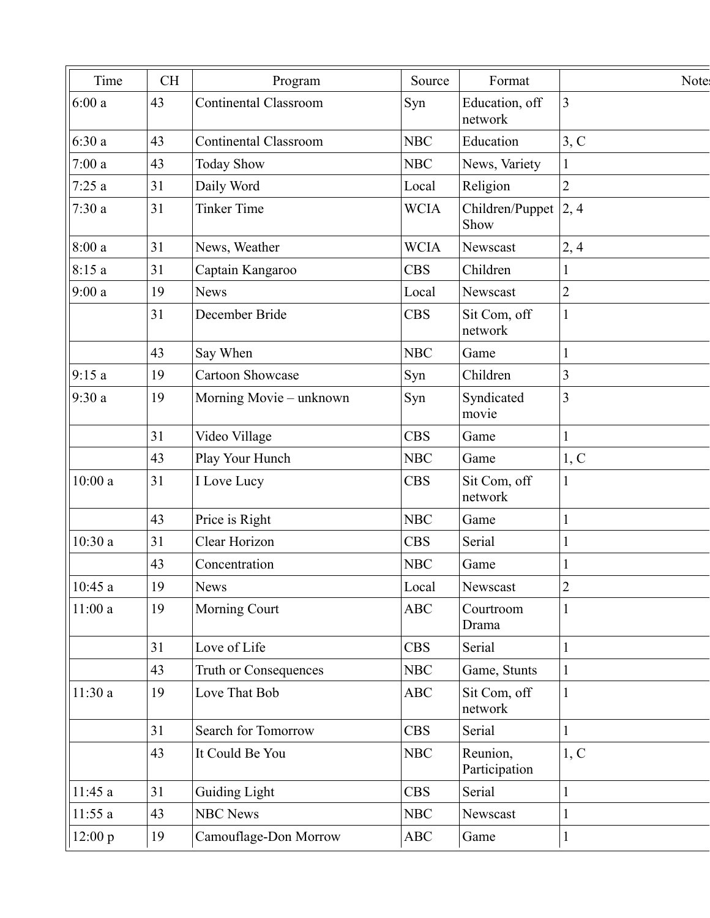| Time | CH | Program | Source | Format | Notes |
|---|---|---|---|---|---|
| 6:00 a | 43 | Continental Classroom | Syn | Education, off network | 3 |
| 6:30 a | 43 | Continental Classroom | NBC | Education | 3, C |
| 7:00 a | 43 | Today Show | NBC | News, Variety | 1 |
| 7:25 a | 31 | Daily Word | Local | Religion | 2 |
| 7:30 a | 31 | Tinker Time | WCIA | Children/Puppet Show | 2, 4 |
| 8:00 a | 31 | News, Weather | WCIA | Newscast | 2, 4 |
| 8:15 a | 31 | Captain Kangaroo | CBS | Children | 1 |
| 9:00 a | 19 | News | Local | Newscast | 2 |
| | 31 | December Bride | CBS | Sit Com, off network | 1 |
| | 43 | Say When | NBC | Game | 1 |
| 9:15 a | 19 | Cartoon Showcase | Syn | Children | 3 |
| 9:30 a | 19 | Morning Movie – unknown | Syn | Syndicated movie | 3 |
| | 31 | Video Village | CBS | Game | 1 |
| | 43 | Play Your Hunch | NBC | Game | 1, C |
| 10:00 a | 31 | I Love Lucy | CBS | Sit Com, off network | 1 |
| | 43 | Price is Right | NBC | Game | 1 |
| 10:30 a | 31 | Clear Horizon | CBS | Serial | 1 |
| | 43 | Concentration | NBC | Game | 1 |
| 10:45 a | 19 | News | Local | Newscast | 2 |
| 11:00 a | 19 | Morning Court | ABC | Courtroom Drama | 1 |
| | 31 | Love of Life | CBS | Serial | 1 |
| | 43 | Truth or Consequences | NBC | Game, Stunts | 1 |
| 11:30 a | 19 | Love That Bob | ABC | Sit Com, off network | 1 |
| | 31 | Search for Tomorrow | CBS | Serial | 1 |
| | 43 | It Could Be You | NBC | Reunion, Participation | 1, C |
| 11:45 a | 31 | Guiding Light | CBS | Serial | 1 |
| 11:55 a | 43 | NBC News | NBC | Newscast | 1 |
| 12:00 p | 19 | Camouflage-Don Morrow | ABC | Game | 1 |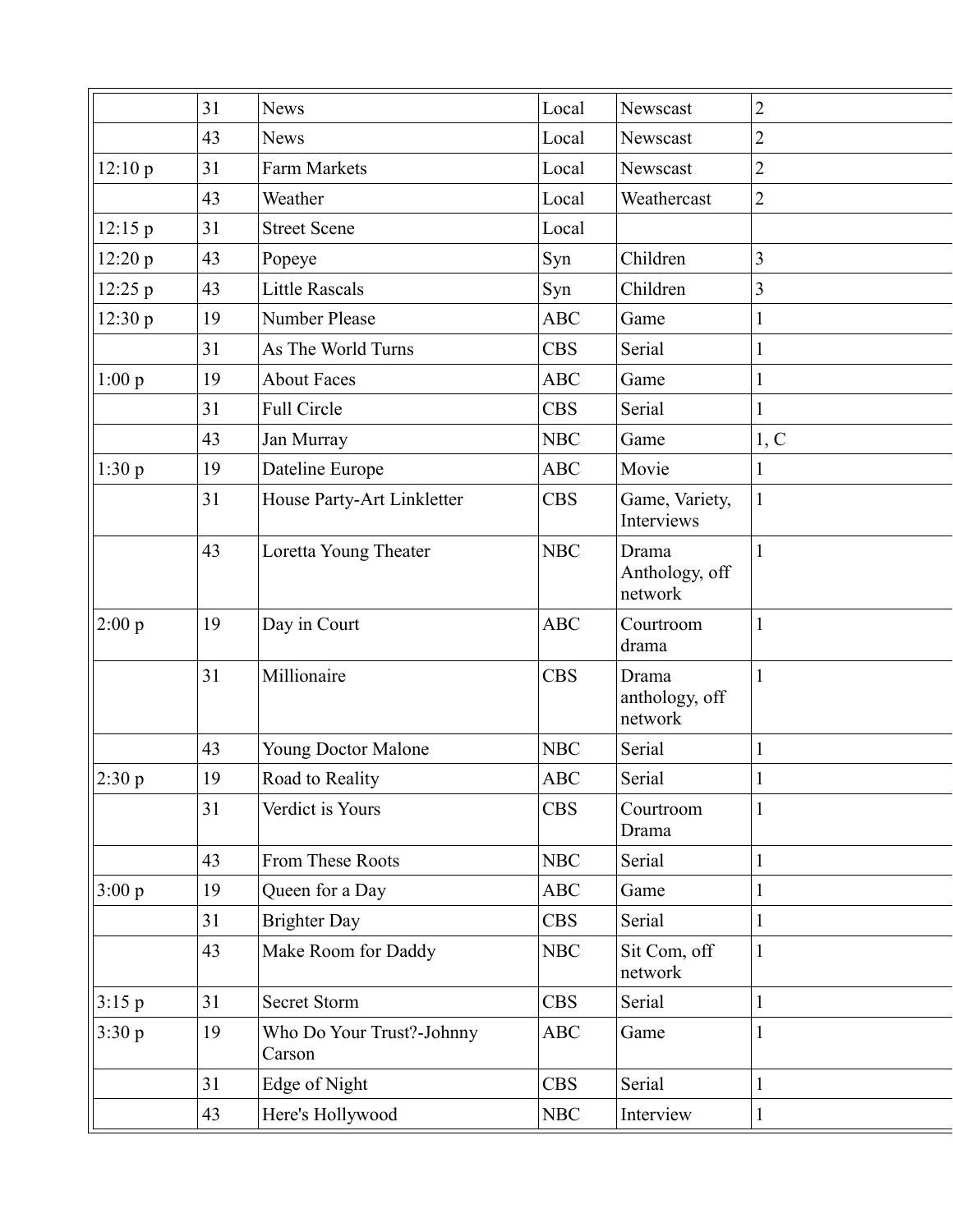| | | | | | |
|---|---|---|---|---|---|
| | 31 | News | Local | Newscast | 2 |
| | 43 | News | Local | Newscast | 2 |
| 12:10 p | 31 | Farm Markets | Local | Newscast | 2 |
| | 43 | Weather | Local | Weathercast | 2 |
| 12:15 p | 31 | Street Scene | Local | | |
| 12:20 p | 43 | Popeye | Syn | Children | 3 |
| 12:25 p | 43 | Little Rascals | Syn | Children | 3 |
| 12:30 p | 19 | Number Please | ABC | Game | 1 |
| | 31 | As The World Turns | CBS | Serial | 1 |
| 1:00 p | 19 | About Faces | ABC | Game | 1 |
| | 31 | Full Circle | CBS | Serial | 1 |
| | 43 | Jan Murray | NBC | Game | 1, C |
| 1:30 p | 19 | Dateline Europe | ABC | Movie | 1 |
| | 31 | House Party-Art Linkletter | CBS | Game, Variety, Interviews | 1 |
| | 43 | Loretta Young Theater | NBC | Drama Anthology, off network | 1 |
| 2:00 p | 19 | Day in Court | ABC | Courtroom drama | 1 |
| | 31 | Millionaire | CBS | Drama anthology, off network | 1 |
| | 43 | Young Doctor Malone | NBC | Serial | 1 |
| 2:30 p | 19 | Road to Reality | ABC | Serial | 1 |
| | 31 | Verdict is Yours | CBS | Courtroom Drama | 1 |
| | 43 | From These Roots | NBC | Serial | 1 |
| 3:00 p | 19 | Queen for a Day | ABC | Game | 1 |
| | 31 | Brighter Day | CBS | Serial | 1 |
| | 43 | Make Room for Daddy | NBC | Sit Com, off network | 1 |
| 3:15 p | 31 | Secret Storm | CBS | Serial | 1 |
| 3:30 p | 19 | Who Do Your Trust?-Johnny Carson | ABC | Game | 1 |
| | 31 | Edge of Night | CBS | Serial | 1 |
| | 43 | Here's Hollywood | NBC | Interview | 1 |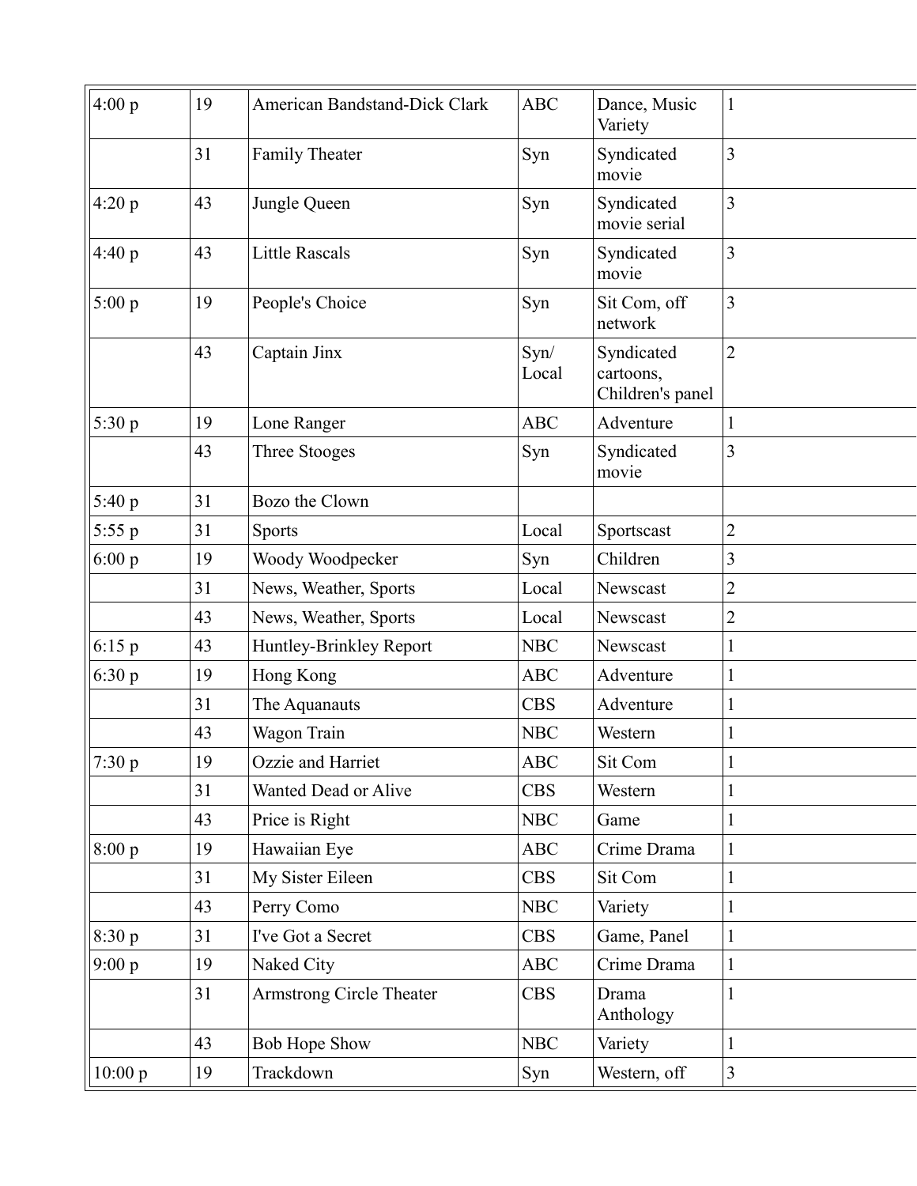| 4:00 p | 19 | American Bandstand-Dick Clark | ABC | Dance, Music Variety | 1 |
|---|---|---|---|---|---|
| | 31 | Family Theater | Syn | Syndicated movie | 3 |
| 4:20 p | 43 | Jungle Queen | Syn | Syndicated movie serial | 3 |
| 4:40 p | 43 | Little Rascals | Syn | Syndicated movie | 3 |
| 5:00 p | 19 | People's Choice | Syn | Sit Com, off network | 3 |
| | 43 | Captain Jinx | Syn/ Local | Syndicated cartoons, Children's panel | 2 |
| 5:30 p | 19 | Lone Ranger | ABC | Adventure | 1 |
| | 43 | Three Stooges | Syn | Syndicated movie | 3 |
| 5:40 p | 31 | Bozo the Clown | | | |
| 5:55 p | 31 | Sports | Local | Sportscast | 2 |
| 6:00 p | 19 | Woody Woodpecker | Syn | Children | 3 |
| | 31 | News, Weather, Sports | Local | Newscast | 2 |
| | 43 | News, Weather, Sports | Local | Newscast | 2 |
| 6:15 p | 43 | Huntley-Brinkley Report | NBC | Newscast | 1 |
| 6:30 p | 19 | Hong Kong | ABC | Adventure | 1 |
| | 31 | The Aquanauts | CBS | Adventure | 1 |
| | 43 | Wagon Train | NBC | Western | 1 |
| 7:30 p | 19 | Ozzie and Harriet | ABC | Sit Com | 1 |
| | 31 | Wanted Dead or Alive | CBS | Western | 1 |
| | 43 | Price is Right | NBC | Game | 1 |
| 8:00 p | 19 | Hawaiian Eye | ABC | Crime Drama | 1 |
| | 31 | My Sister Eileen | CBS | Sit Com | 1 |
| | 43 | Perry Como | NBC | Variety | 1 |
| 8:30 p | 31 | I've Got a Secret | CBS | Game, Panel | 1 |
| 9:00 p | 19 | Naked City | ABC | Crime Drama | 1 |
| | 31 | Armstrong Circle Theater | CBS | Drama Anthology | 1 |
| | 43 | Bob Hope Show | NBC | Variety | 1 |
| 10:00 p | 19 | Trackdown | Syn | Western, off | 3 |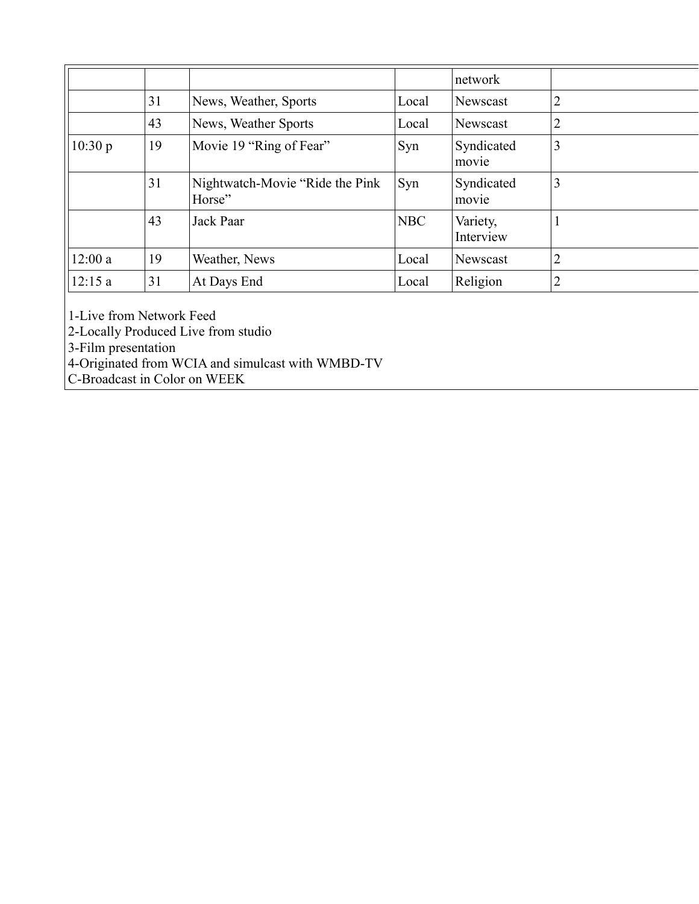| | | | | | |
|---|---|---|---|---|---|
| | | | | network | |
| | 31 | News, Weather, Sports | Local | Newscast | 2 |
| | 43 | News, Weather Sports | Local | Newscast | 2 |
| 10:30 p | 19 | Movie 19 "Ring of Fear" | Syn | Syndicated movie | 3 |
| | 31 | Nightwatch-Movie "Ride the Pink Horse" | Syn | Syndicated movie | 3 |
| | 43 | Jack Paar | NBC | Variety, Interview | 1 |
| 12:00 a | 19 | Weather, News | Local | Newscast | 2 |
| 12:15 a | 31 | At Days End | Local | Religion | 2 |

1-Live from Network Feed
2-Locally Produced Live from studio
3-Film presentation
4-Originated from WCIA and simulcast with WMBD-TV
C-Broadcast in Color on WEEK